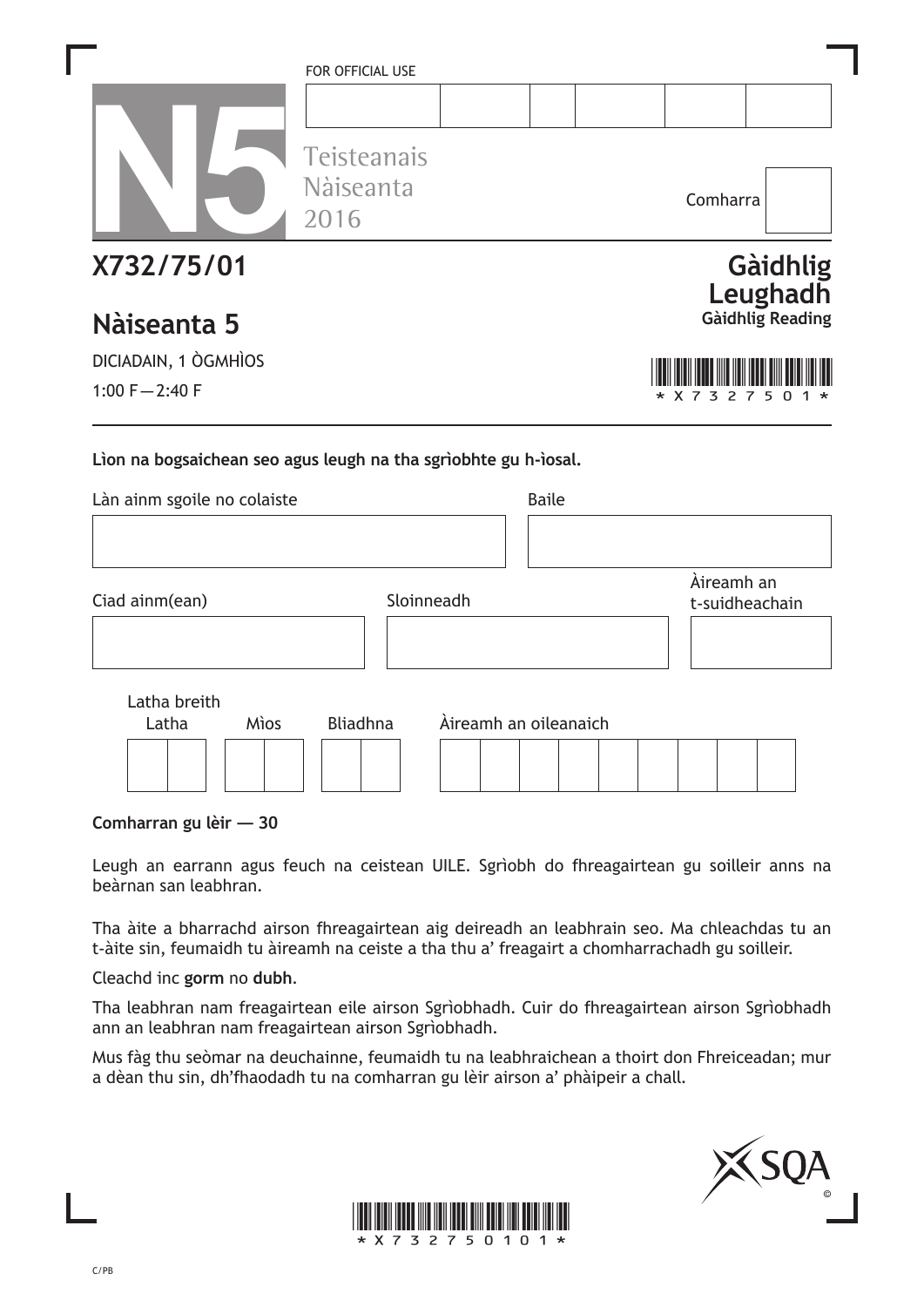FOR OFFICIAL USE

N5 Teisteanais Nàiseanta 2016

Comharra

# X732/75/01

# Nàiseanta 5

**Gàidhlig Leughadh**
**Gàidhlig Reading**

DICIADAIN, 1 ÒGMHÌOS

1:00 F — 2:40 F

*X732750*

**Lìon na bogsaichean seo agus leugh na tha sgrìobhte gu h-ìosal.**

Làn ainm sgoile no colaiste

Baile

Ciad ainm(ean)

Sloinneadh

Àireamh an t-suidheachain

Latha breith

Latha | Mìos | Bliadhna

Àireamh an oileanaich

**Comharran gu lèir — 30**

Leugh an earrann agus feuch na ceistean UILE. Sgrìobh do fhreagairtean gu soilleir anns na beàrnan san leabhran.

Tha àite a bharrachd airson fhreagairtean aig deireadh an leabhrain seo. Ma chleachdas tu an t-àite sin, feumaidh tu àireamh na ceiste a tha thu a' freagairt a chomharrachadh gu soilleir.

Cleachd inc **gorm** no **dubh**.

Tha leabhran nam freagairtean eile airson Sgrìobhadh. Cuir do fhreagairtean airson Sgrìobhadh ann an leabhran nam freagairtean airson Sgrìobhadh.

Mus fàg thu seòmar na deuchainne, feumaidh tu na leabhraichean a thoirt don Fhreiceadan; mur a dèan thu sin, dh'fhaodadh tu na comharran gu lèir airson a' phàipeir a chall.

*X73275O1O1*

C/PB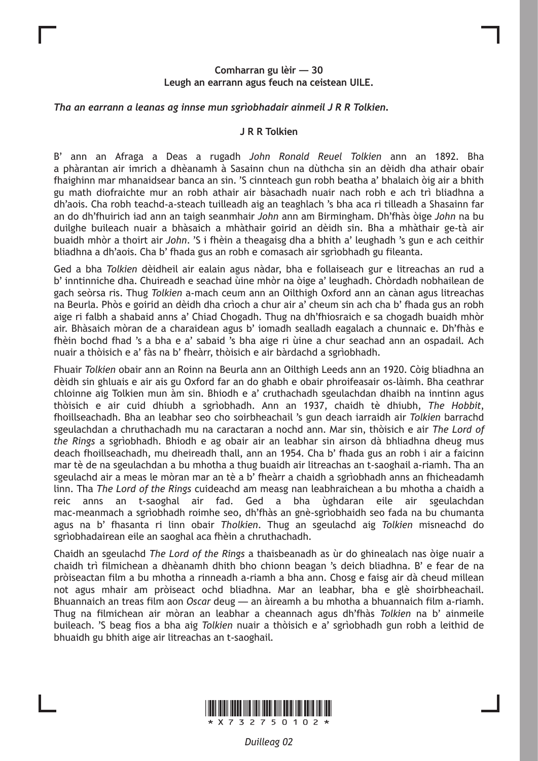**Comharran gu lèir — 30**
**Leugh an earrann agus feuch na ceistean UILE.**

***Tha an earrann a leanas ag innse mun sgrìobhadair ainmeil J R R Tolkien.***

**J R R Tolkien**

B’ ann an Afraga a Deas a rugadh *John Ronald Reuel Tolkien* ann an 1892. Bha a phàrantan air imrich a dhèanamh à Sasainn chun na dùthcha sin an dèidh dha athair obair fhaighinn mar mhanaidsear banca an sin. ’S cinnteach gun robh beatha a’ bhalaich òig air a bhith gu math diofraichte mur an robh athair air bàsachadh nuair nach robh e ach trì bliadhna a dh’aois. Cha robh teachd-a-steach tuilleadh aig an teaghlach ’s bha aca ri tilleadh a Shasainn far an do dh’fhuirich iad ann an taigh seanmhair *John* ann am Birmingham. Dh’fhàs òige *John* na bu duilghe buileach nuair a bhàsaich a mhàthair goirid an dèidh sin. Bha a mhàthair ge-tà air buaidh mhòr a thoirt air *John*. ’S i fhèin a theagaisg dha a bhith a’ leughadh ’s gun e ach ceithir bliadhna a dh’aois. Cha b’ fhada gus an robh e comasach air sgrìobhadh gu fileanta.

Ged a bha *Tolkien* dèidheil air ealain agus nàdar, bha e follaiseach gur e litreachas an rud a b’ inntinniche dha. Chuireadh e seachad ùine mhòr na òige a’ leughadh. Chòrdadh nobhailean de gach seòrsa ris. Thug *Tolkien* a-mach ceum ann an Oilthigh Oxford ann an cànan agus litreachas na Beurla. Phòs e goirid an dèidh dha crìoch a chur air a’ cheum sin ach cha b’ fhada gus an robh aige ri falbh a shabaid anns a’ Chiad Chogadh. Thug na dh’fhiosraich e sa chogadh buaidh mhòr air. Bhàsaich mòran de a charaidean agus b’ iomadh sealladh eagalach a chunnaic e. Dh’fhàs e fhèin bochd fhad ’s a bha e a’ sabaid ’s bha aige ri ùine a chur seachad ann an ospadail. Ach nuair a thòisich e a’ fàs na b’ fheàrr, thòisich e air bàrdachd a sgrìobhadh.

Fhuair *Tolkien* obair ann an Roinn na Beurla ann an Oilthigh Leeds ann an 1920. Còig bliadhna an dèidh sin ghluais e air ais gu Oxford far an do ghabh e obair phroifeasair os-làimh. Bha ceathrar chloinne aig Tolkien mun àm sin. Bhiodh e a’ cruthachadh sgeulachdan dhaibh na inntinn agus thòisich e air cuid dhiubh a sgrìobhadh. Ann an 1937, chaidh tè dhiubh, *The Hobbit*, fhoillseachadh. Bha an leabhar seo cho soirbheachail ’s gun deach iarraidh air *Tolkien* barrachd sgeulachdan a chruthachadh mu na caractaran a nochd ann. Mar sin, thòisich e air *The Lord of the Rings* a sgrìobhadh. Bhiodh e ag obair air an leabhar sin airson dà bhliadhna dheug mus deach fhoillseachadh, mu dheireadh thall, ann an 1954. Cha b’ fhada gus an robh i air a faicinn mar tè de na sgeulachdan a bu mhotha a thug buaidh air litreachas an t-saoghail a-riamh. Tha an sgeulachd air a meas le mòran mar an tè a b’ fheàrr a chaidh a sgrìobhadh anns an fhicheadamh linn. Tha *The Lord of the Rings* cuideachd am measg nan leabhraichean a bu mhotha a chaidh a reic anns an t-saoghal air fad. Ged a bha ùghdaran eile air sgeulachdan mac-meanmach a sgrìobhadh roimhe seo, dh’fhàs an gnè-sgrìobhaidh seo fada na bu chumanta agus na b’ fhasanta ri linn obair *Tholkien*. Thug an sgeulachd aig *Tolkien* misneachd do sgrìobhadairean eile an saoghal aca fhèin a chruthachadh.

Chaidh an sgeulachd *The Lord of the Rings* a thaisbeanadh as ùr do ghinealach nas òige nuair a chaidh trì filmichean a dhèanamh dhith bho chionn beagan ’s deich bliadhna. B’ e fear de na pròiseactan film a bu mhotha a rinneadh a-riamh a bha ann. Chosg e faisg air dà cheud millean not agus mhair am pròiseact ochd bliadhna. Mar an leabhar, bha e glè shoirbheachail. Bhuannaich an treas film aon *Oscar* deug — an àireamh a bu mhotha a bhuannaich film a-riamh. Thug na filmichean air mòran an leabhar a cheannach agus dh’fhàs *Tolkien* na b’ ainmeile buileach. ’S beag fios a bha aig *Tolkien* nuair a thòisich e a’ sgrìobhadh gun robh a leithid de bhuaidh gu bhith aige air litreachas an t-saoghail.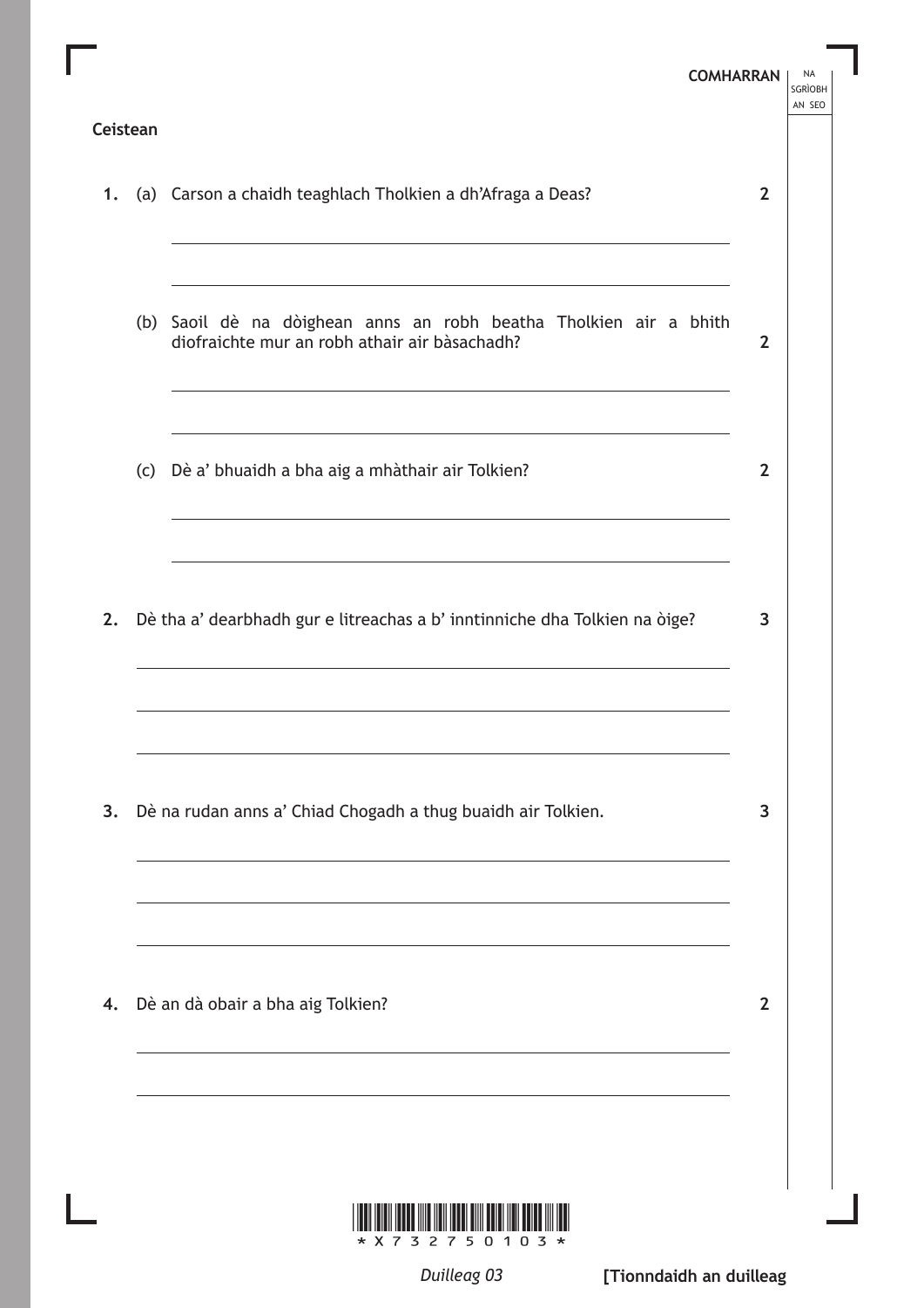**COMHARRAN**

**Ceistean**

1. (a) Carson a chaidh teaghlach Tholkien a dh'Afraga a Deas? **2**

   (b) Saoil dè na dòighean anns an robh beatha Tholkien air a bhith diofraichte mur an robh athair air bàsachadh? **2**

   (c) Dè a' bhuaidh a bha aig a mhàthair air Tolkien? **2**

2. Dè tha a' dearbhadh gur e litreachas a b' inntinniche dha Tolkien na òige? **3**

3. Dè na rudan anns a' Chiad Chogadh a thug buaidh air Tolkien. **3**

4. Dè an dà obair a bha aig Tolkien? **2**

**[Tionndaidh an duilleag**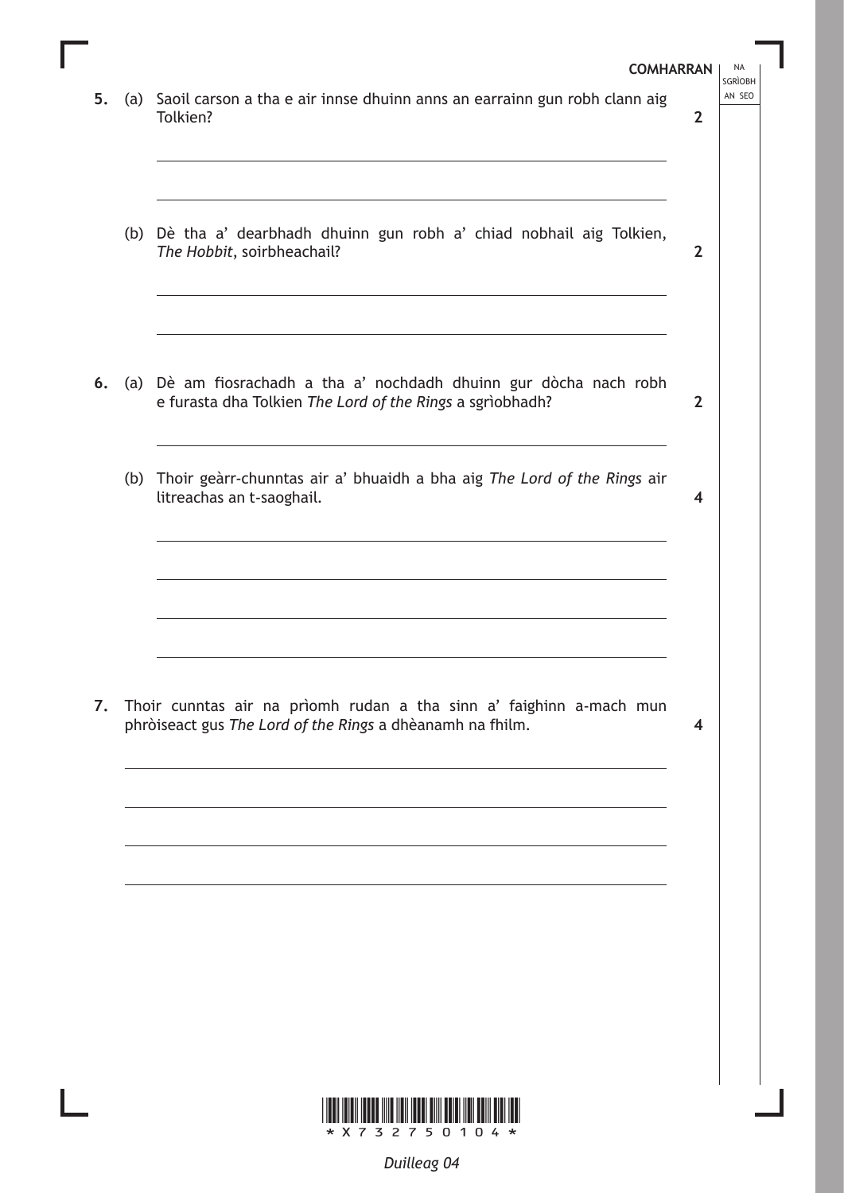**COMHARRAN**

**5.** (a) Saoil carson a tha e air innse dhuinn anns an earrainn gun robh clann aig Tolkien? **2**

(b) Dè tha a' dearbhadh dhuinn gun robh a' chiad nobhail aig Tolkien, *The Hobbit*, soirbheachail? **2**

**6.** (a) Dè am fiosrachadh a tha a' nochdadh dhuinn gur dòcha nach robh e furasta dha Tolkien *The Lord of the Rings* a sgrìobhadh? **2**

(b) Thoir geàrr-chunntas air a' bhuaidh a bha aig *The Lord of the Rings* air litreachas an t-saoghail. **4**

**7.** Thoir cunntas air na prìomh rudan a tha sinn a' faighinn a-mach mun phròiseact gus *The Lord of the Rings* a dhèanamh na fhilm. **4**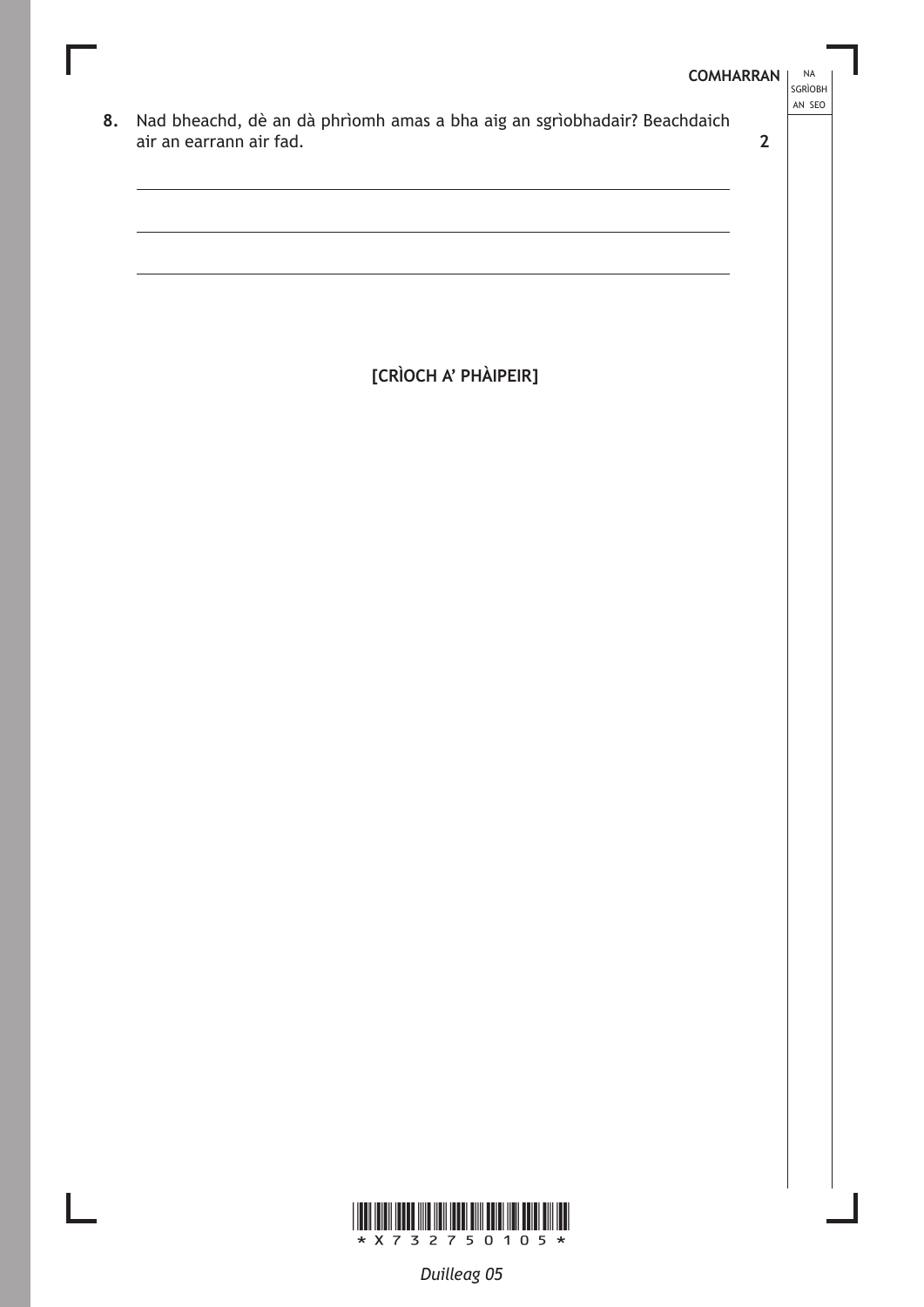8. Nad bheachd, dè an dà phrìomh amas a bha aig an sgrìobhadair? Beachdaich air an earrann air fad. **2**

**[CRÌOCH A' PHÀIPEIR]**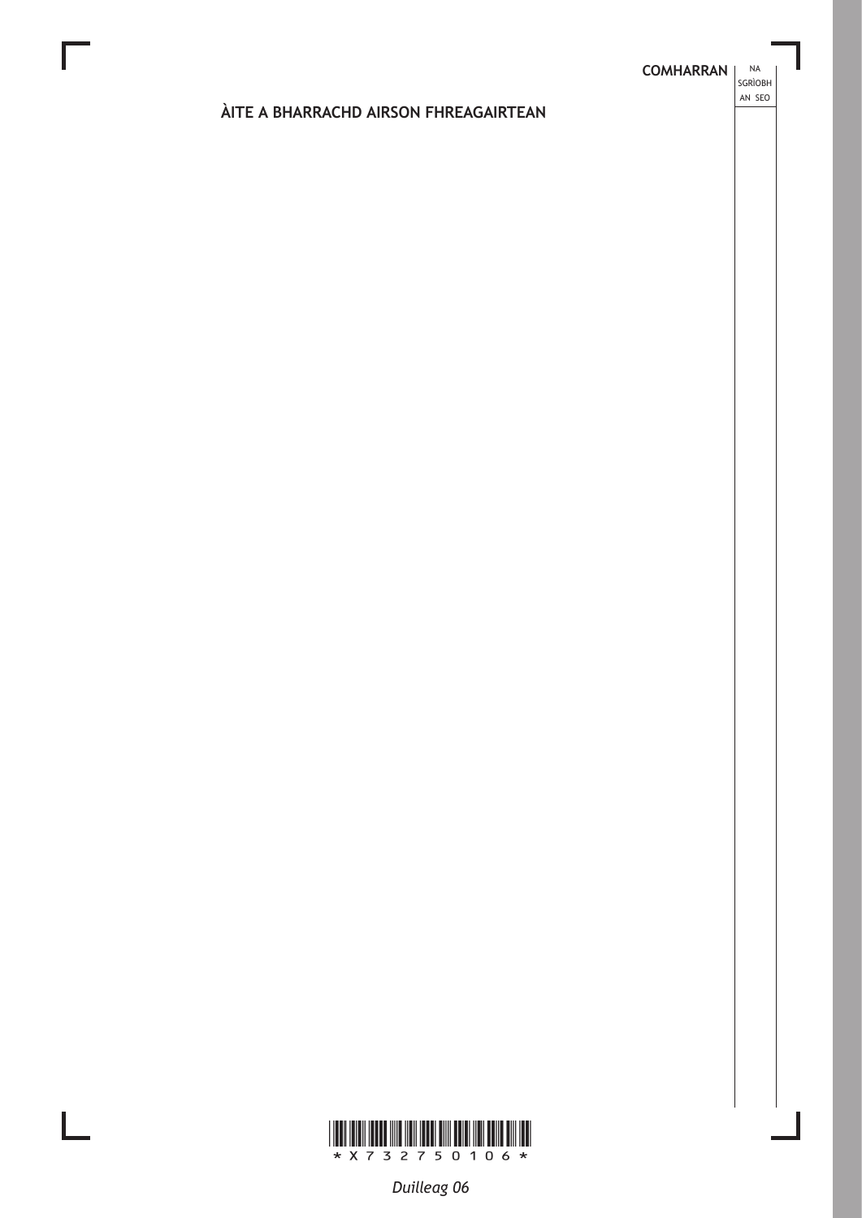## ÀITE A BHARRACHD AIRSON FHREAGAIRTEAN

COMHARRAN | NA SGRÌOBH AN SEO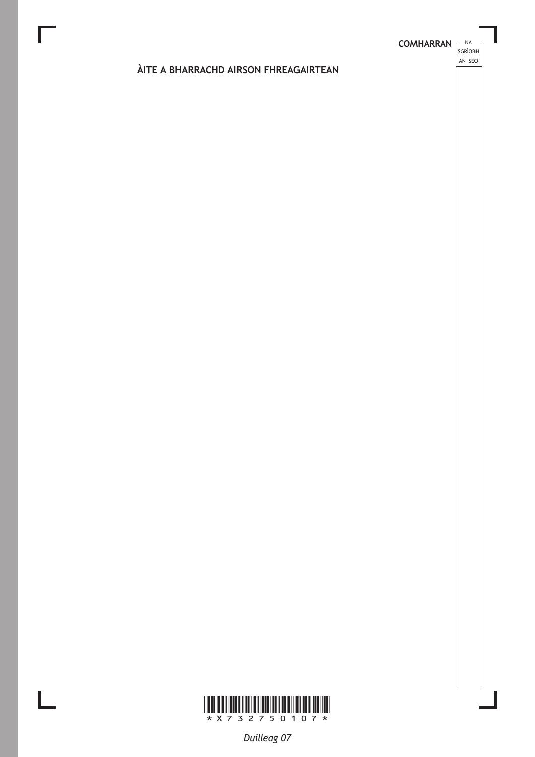## ÀITE A BHARRACHD AIRSON FHREAGAIRTEAN

COMHARRAN

NA SGRÌOBH AN SEO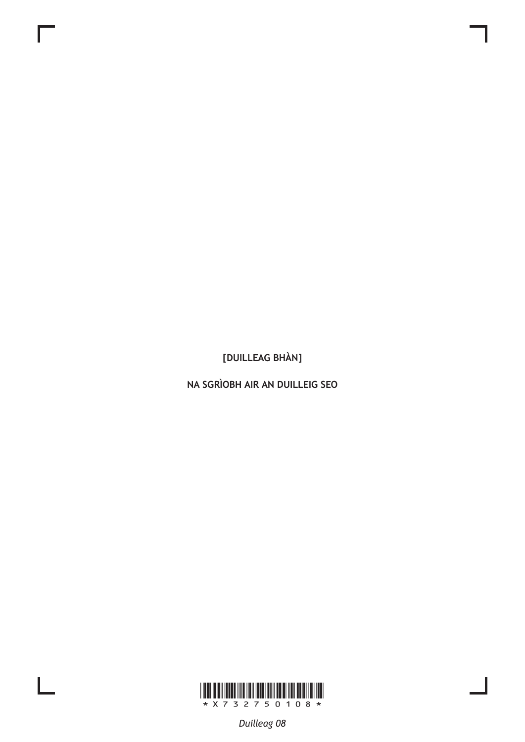[DUILLEAG BHÀN]

NA SGRÌOBH AIR AN DUILLEIG SEO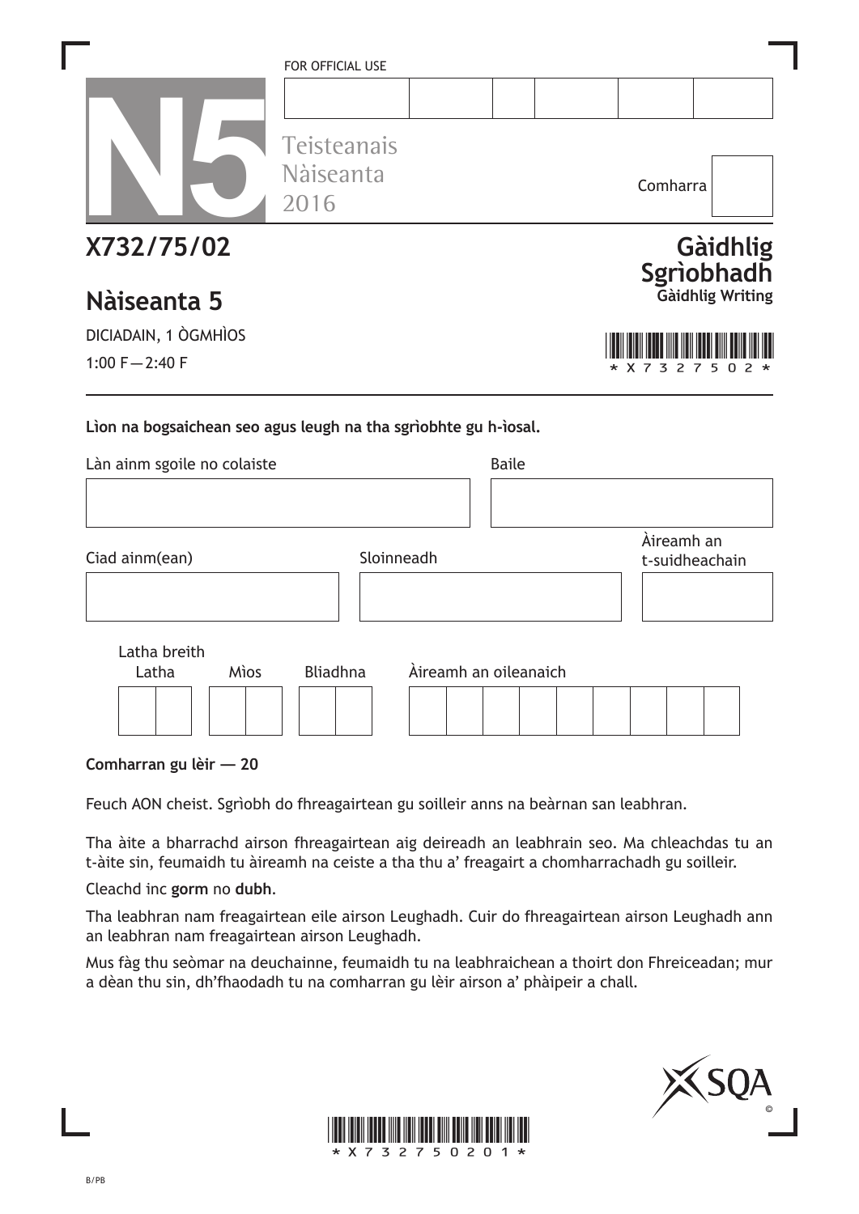FOR OFFICIAL USE

N5

Teisteanais Nàiseanta 2016

Comharra

# X732/75/02

# Nàiseanta 5

## Gàidhlig Sgrìobhadh

**Gàidhlig Writing**

DICIADAIN, 1 ÒGMHÌOS

1:00 F — 2:40 F

\*X732750 2\*

---

**Lìon na bogsaichean seo agus leugh na tha sgrìobhte gu h-ìosal.**

Làn ainm sgoile no colaiste

Baile

Ciad ainm(ean)

Sloinneadh

Àireamh an t-suidheachain

Latha breith

Latha | Mìos | Bliadhna

Àireamh an oileanaich

**Comharran gu lèir — 20**

Feuch AON cheist. Sgrìobh do fhreagairtean gu soilleir anns na beàrnan san leabhran.

Tha àite a bharrachd airson fhreagairtean aig deireadh an leabhrain seo. Ma chleachdas tu an t-àite sin, feumaidh tu àireamh na ceiste a tha thu a' freagairt a chomharrachadh gu soilleir.

Cleachd inc **gorm** no **dubh**.

Tha leabhran nam freagairtean eile airson Leughadh. Cuir do fhreagairtean airson Leughadh ann an leabhran nam freagairtean airson Leughadh.

Mus fàg thu seòmar na deuchainne, feumaidh tu na leabhraichean a thoirt don Fhreiceadan; mur a dèan thu sin, dh'fhaodadh tu na comharran gu lèir airson a' phàipeir a chall.

\*X73275020 1\*

B/PB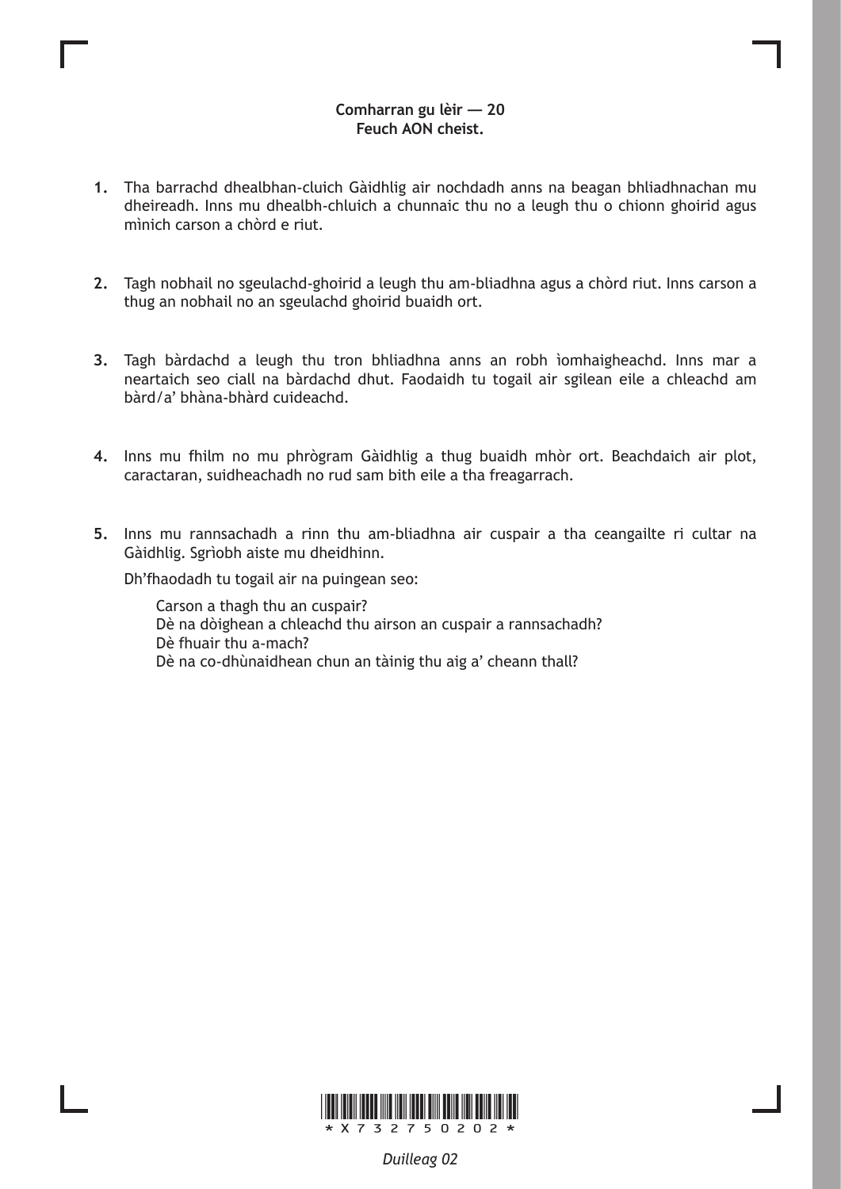**Comharran gu lèir — 20**
**Feuch AON cheist.**

1. Tha barrachd dhealbhan-cluich Gàidhlig air nochdadh anns na beagan bhliadhnachan mu dheireadh. Inns mu dhealbh-chluich a chunnaic thu no a leugh thu o chionn ghoirid agus mìnich carson a chòrd e riut.

2. Tagh nobhail no sgeulachd-ghoirid a leugh thu am-bliadhna agus a chòrd riut. Inns carson a thug an nobhail no an sgeulachd ghoirid buaidh ort.

3. Tagh bàrdachd a leugh thu tron bhliadhna anns an robh ìomhaigheachd. Inns mar a neartaich seo ciall na bàrdachd dhut. Faodaidh tu togail air sgilean eile a chleachd am bàrd/a' bhàna-bhàrd cuideachd.

4. Inns mu fhilm no mu phrògram Gàidhlig a thug buaidh mhòr ort. Beachdaich air plot, caractaran, suidheachadh no rud sam bith eile a tha freagarrach.

5. Inns mu rannsachadh a rinn thu am-bliadhna air cuspair a tha ceangailte ri cultar na Gàidhlig. Sgrìobh aiste mu dheidhinn.

   Dh'fhaodadh tu togail air na puingean seo:

   Carson a thagh thu an cuspair?
   Dè na dòighean a chleachd thu airson an cuspair a rannsachadh?
   Dè fhuair thu a-mach?
   Dè na co-dhùnaidhean chun an tàinig thu aig a' cheann thall?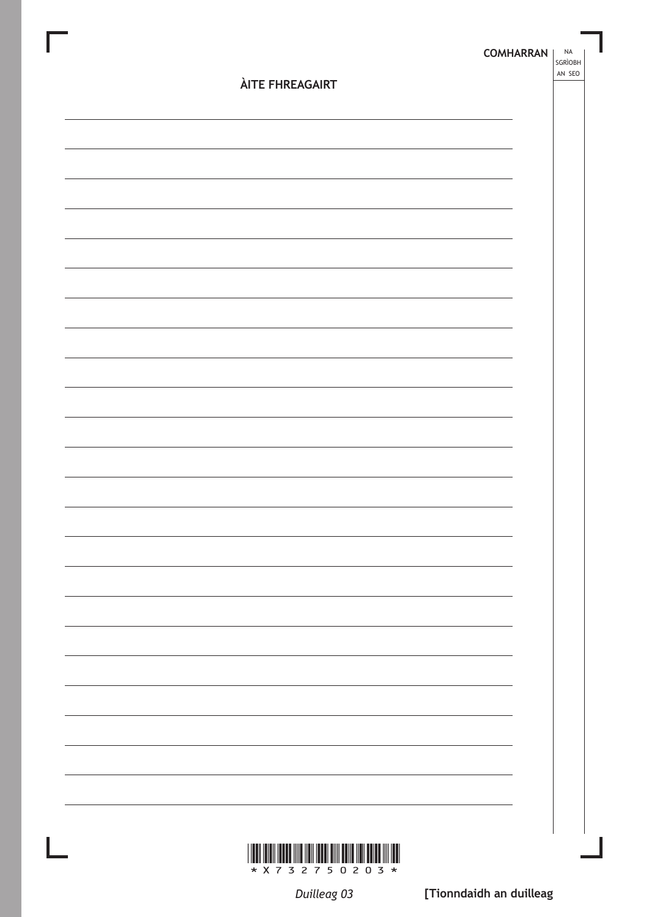## ÀITE FHREAGAIRT

COMHARRAN | NA SGRÌOBH AN SEO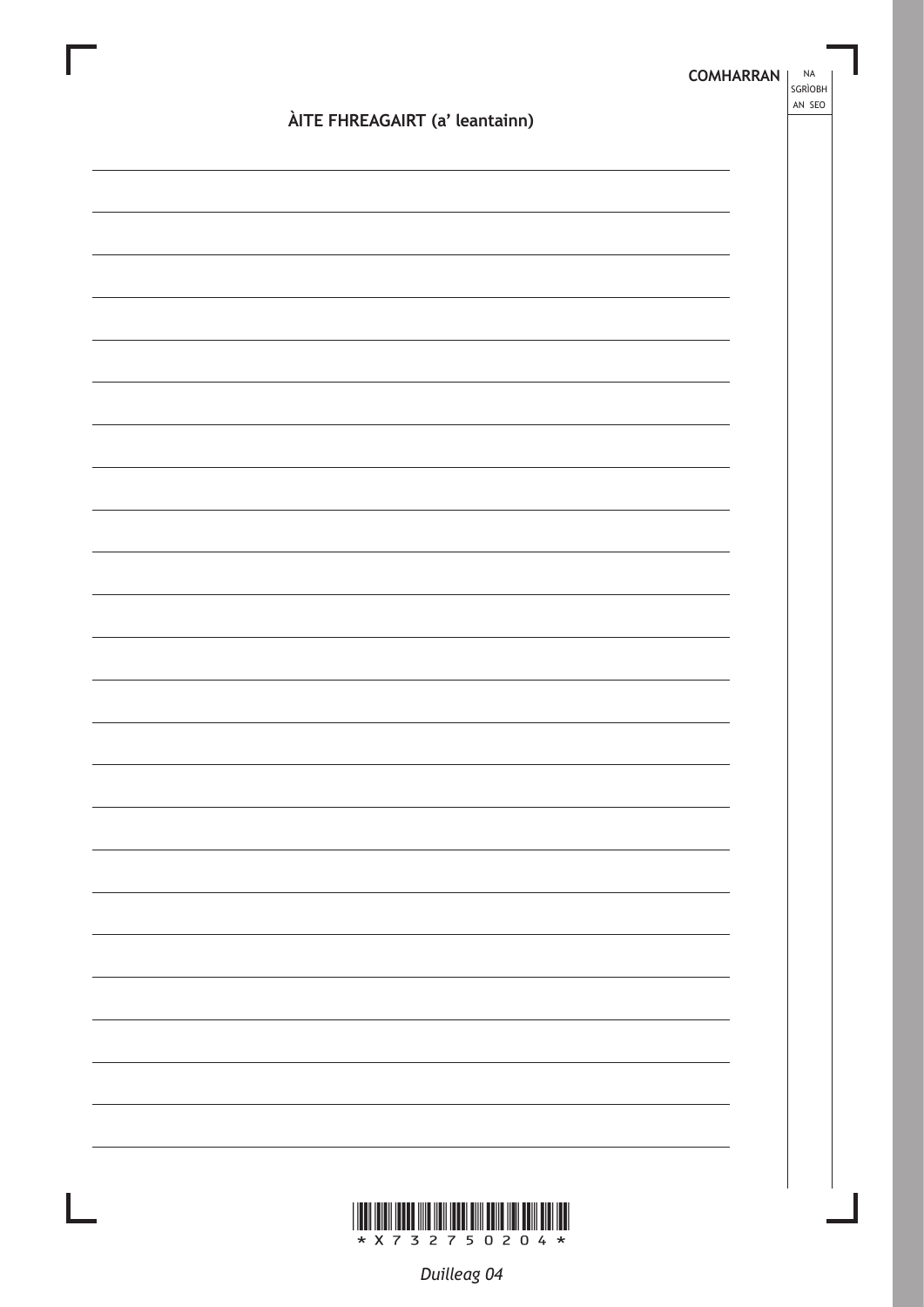## ÀITE FHREAGAIRT (a' leantainn)

COMHARRAN | NA SGRÌOBH AN SEO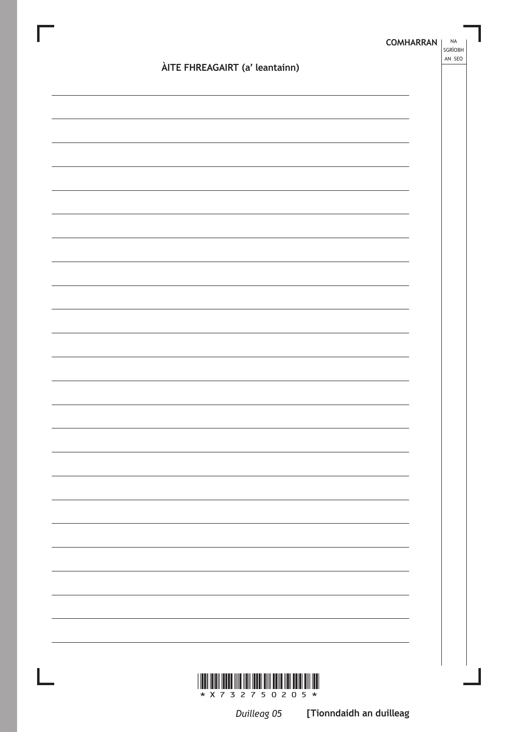## ÀITE FHREAGAIRT (a' leantainn)

COMHARRAN

NA SGRÌOBH AN SEO

[Tionndaidh an duilleag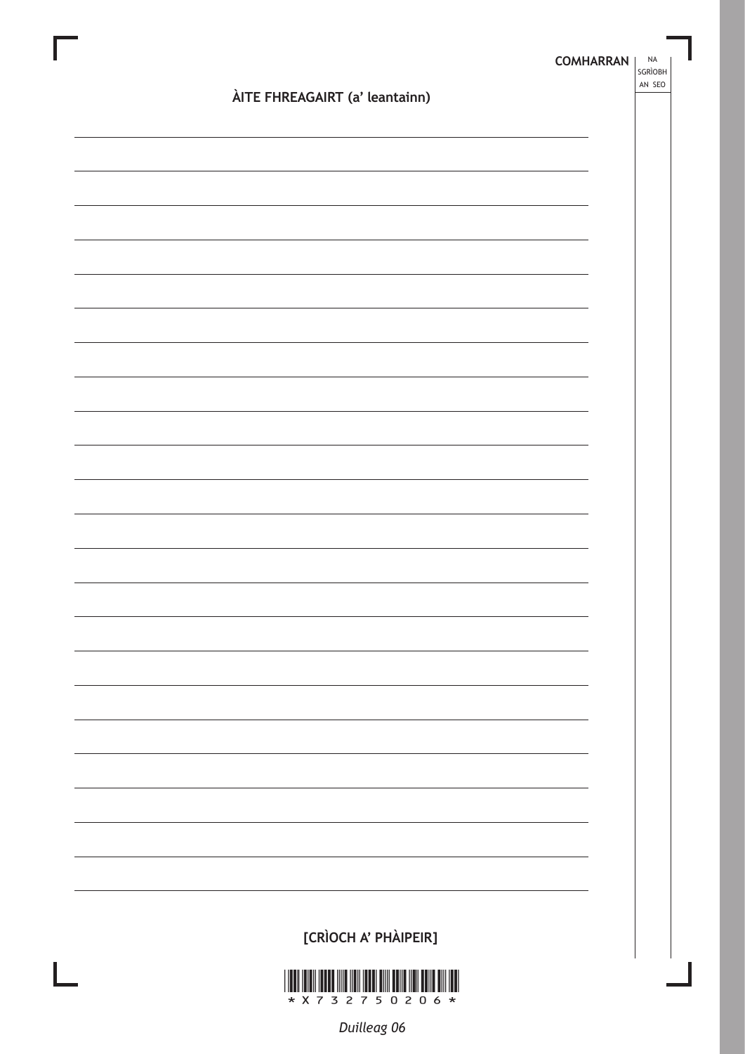## ÀITE FHREAGAIRT (a' leantainn)

**[CRÌOCH A' PHÀIPEIR]**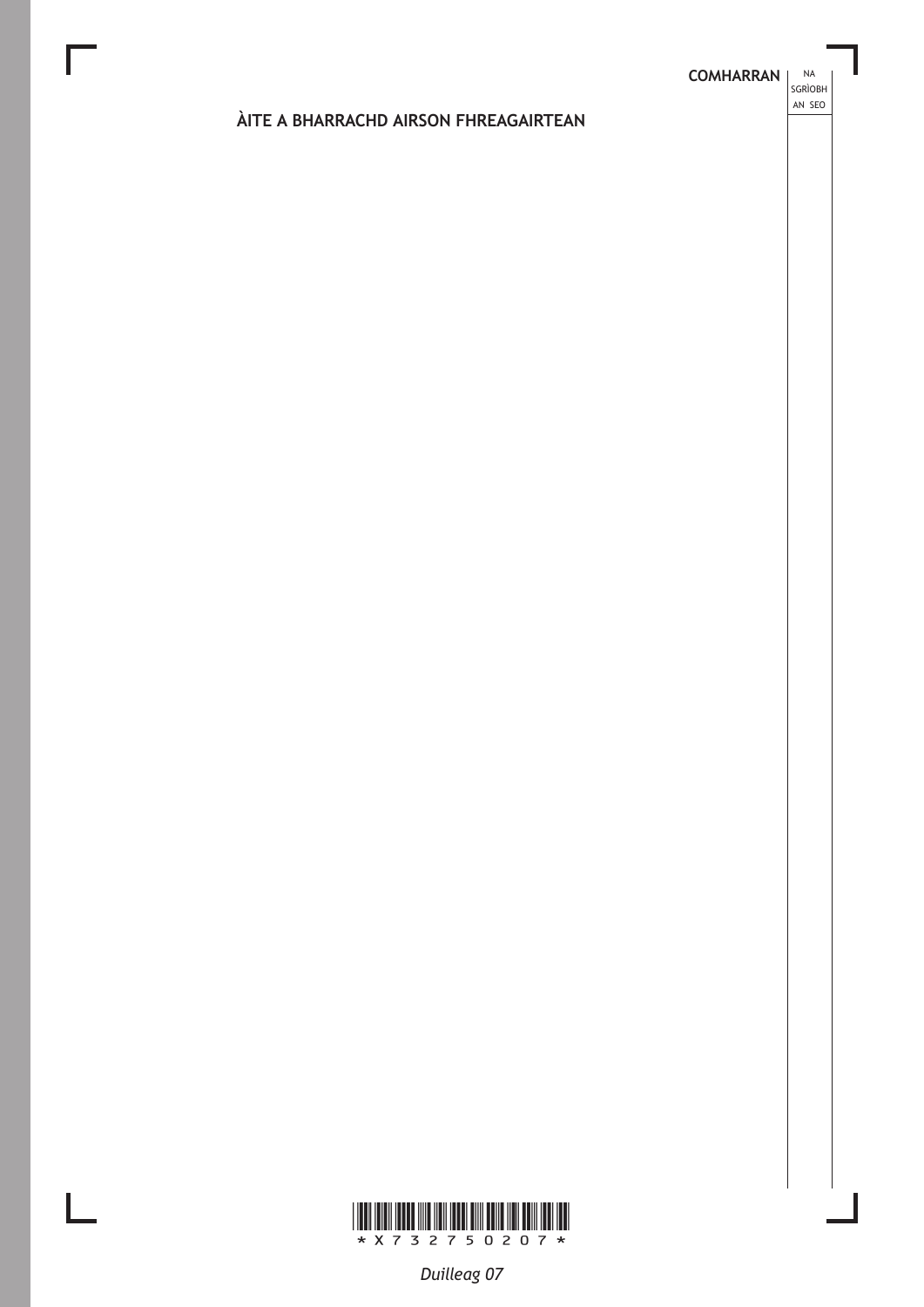## ÀITE A BHARRACHD AIRSON FHREAGAIRTEAN

COMHARRAN

NA SGRÌOBH AN SEO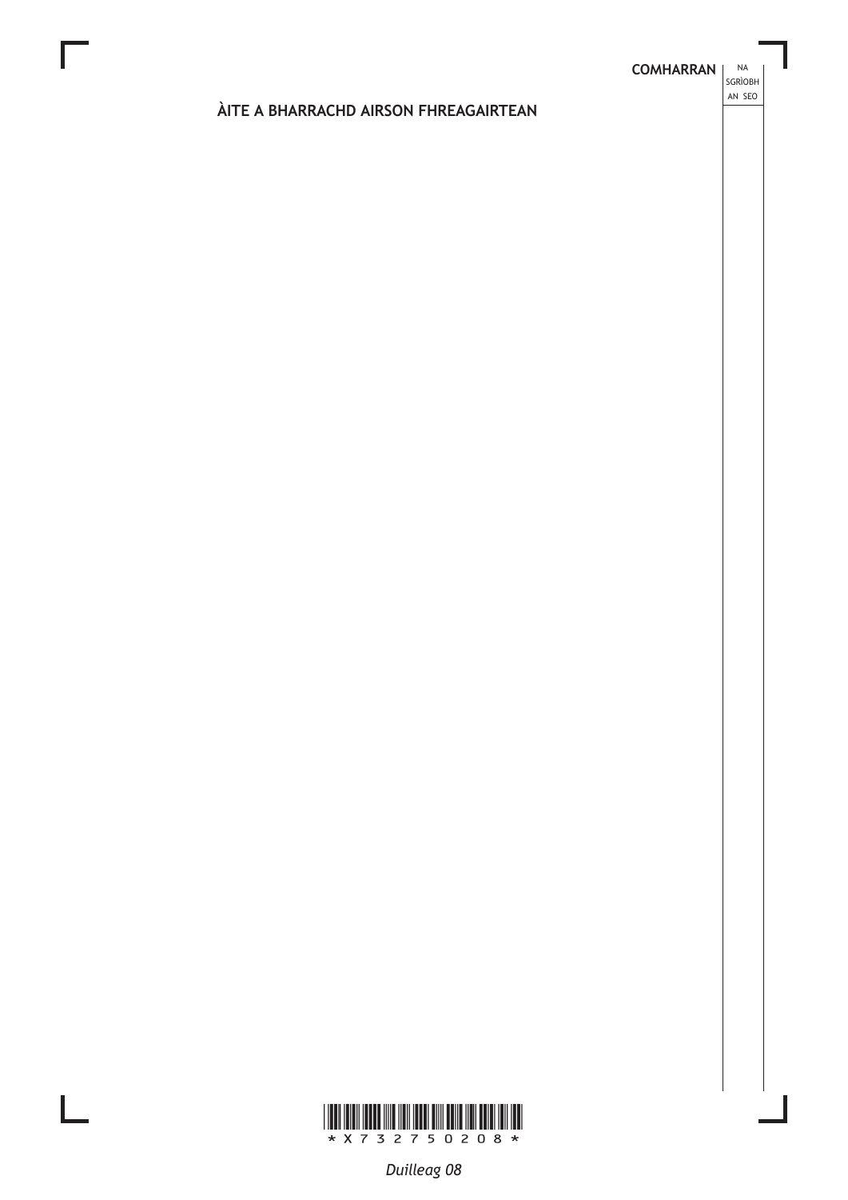COMHARRAN | NA SGRÌOBH AN SEO

## ÀITE A BHARRACHD AIRSON FHREAGAIRTEAN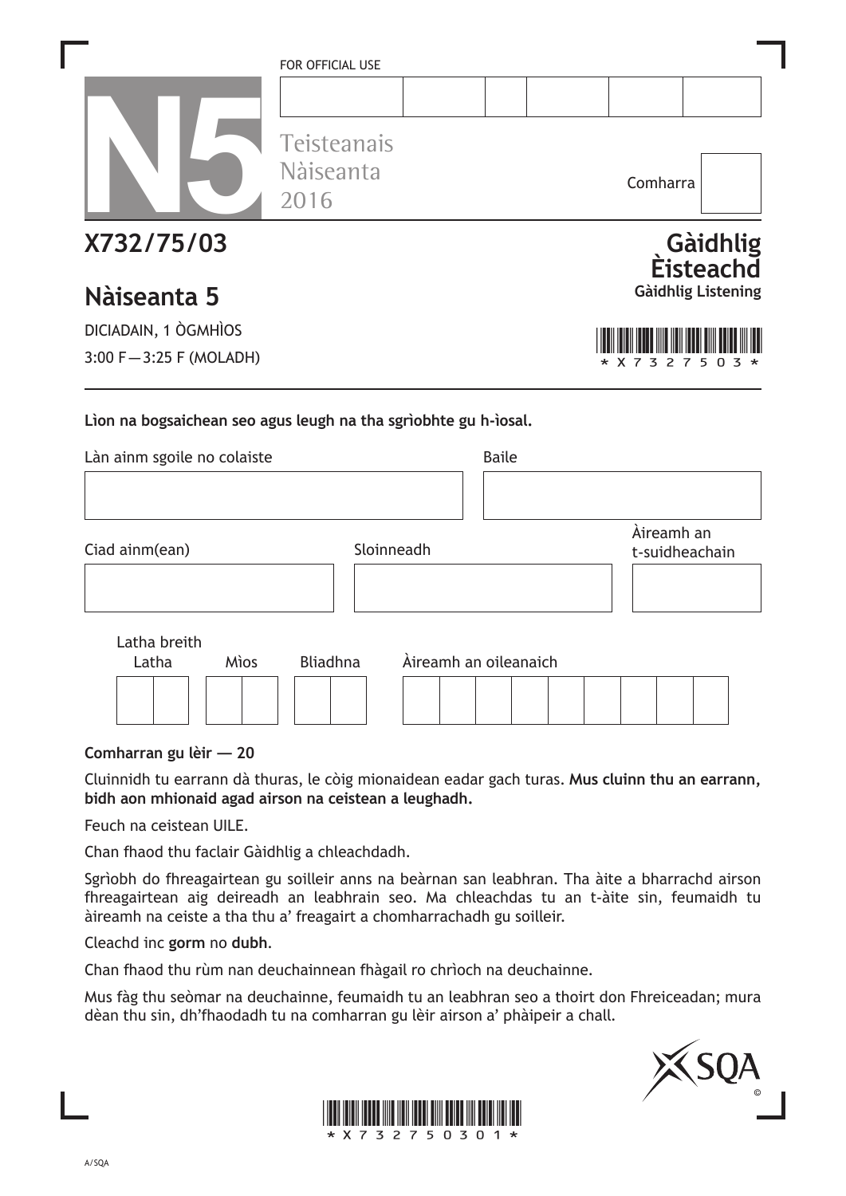FOR OFFICIAL USE

| | | | | | |
|---|---|---|---|---|---|
| | | | | | |

N5

Teisteanais Nàiseanta 2016

Comharra

# X732/75/03

# Nàiseanta 5

## Gàidhlig Èisteachd

**Gàidhlig Listening**

DICIADAIN, 1 ÒGMHÌOS

3:00 F — 3:25 F (MOLADH)

\* X 7 3 2 7 5 0 3 \*

**Lìon na bogsaichean seo agus leugh na tha sgrìobhte gu h-ìosal.**

| Làn ainm sgoile no colaiste | Baile |
|---|---|
| | |

| Ciad ainm(ean) | Sloinneadh | Àireamh an t-suidheachain |
|---|---|---|
| | | |

Latha breith

| Latha | Mìos | Bliadhna | Àireamh an oileanaich |
|---|---|---|---|
| | | | |

**Comharran gu lèir — 20**

Cluinnidh tu earrann dà thuras, le còig mionaidean eadar gach turas. **Mus cluinn thu an earrann, bidh aon mhionaid agad airson na ceistean a leughadh.**

Feuch na ceistean UILE.

Chan fhaod thu faclair Gàidhlig a chleachdadh.

Sgrìobh do fhreagairtean gu soilleir anns na beàrnan san leabhran. Tha àite a bharrachd airson fhreagairtean aig deireadh an leabhrain seo. Ma chleachdas tu an t-àite sin, feumaidh tu àireamh na ceiste a tha thu a' freagairt a chomharrachadh gu soilleir.

Cleachd inc **gorm** no **dubh**.

Chan fhaod thu rùm nan deuchainnean fhàgail ro chrìoch na deuchainne.

Mus fàg thu seòmar na deuchainne, feumaidh tu an leabhran seo a thoirt don Fhreiceadan; mura dèan thu sin, dh'fhaodadh tu na comharran gu lèir airson a' phàipeir a chall.

\* X 7 3 2 7 5 0 3 0 1 \*

A/SQA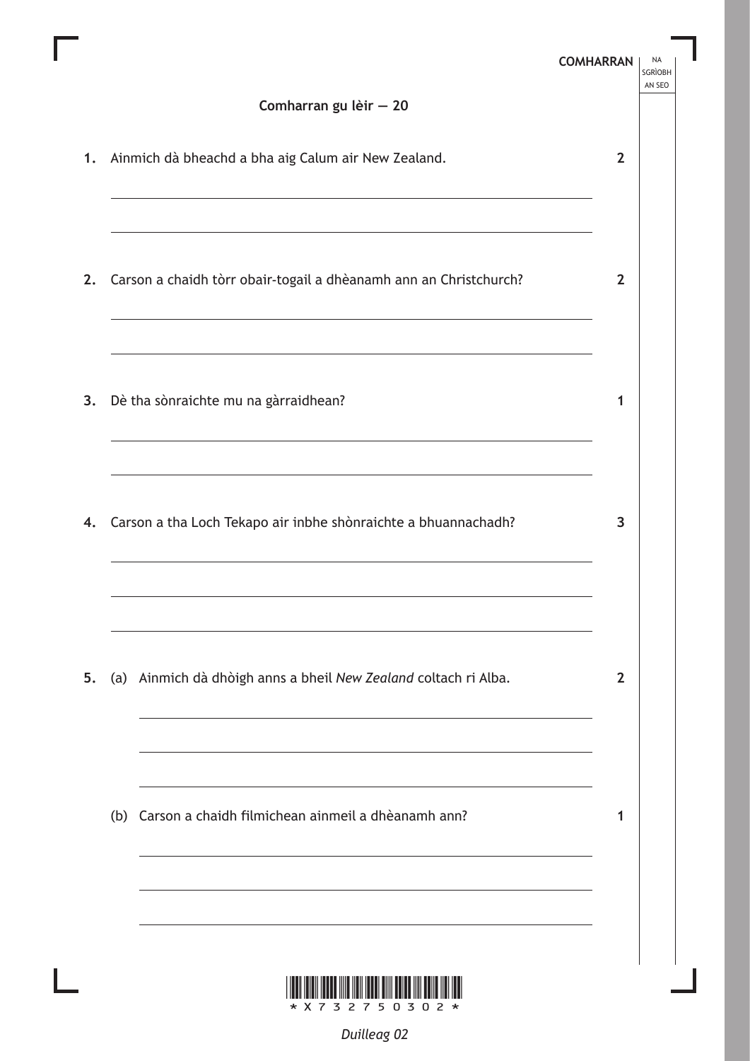**COMHARRAN** | NA SGRÌOBH AN SEO

**Comharran gu lèir — 20**

1. Ainmich dà bheachd a bha aig Calum air New Zealand. **2**

2. Carson a chaidh tòrr obair-togail a dhèanamh ann an Christchurch? **2**

3. Dè tha sònraichte mu na gàrraidhean? **1**

4. Carson a tha Loch Tekapo air inbhe shònraichte a bhuannachadh? **3**

5. (a) Ainmich dà dhòigh anns a bheil *New Zealand* coltach ri Alba. **2**

   (b) Carson a chaidh filmichean ainmeil a dhèanamh ann? **1**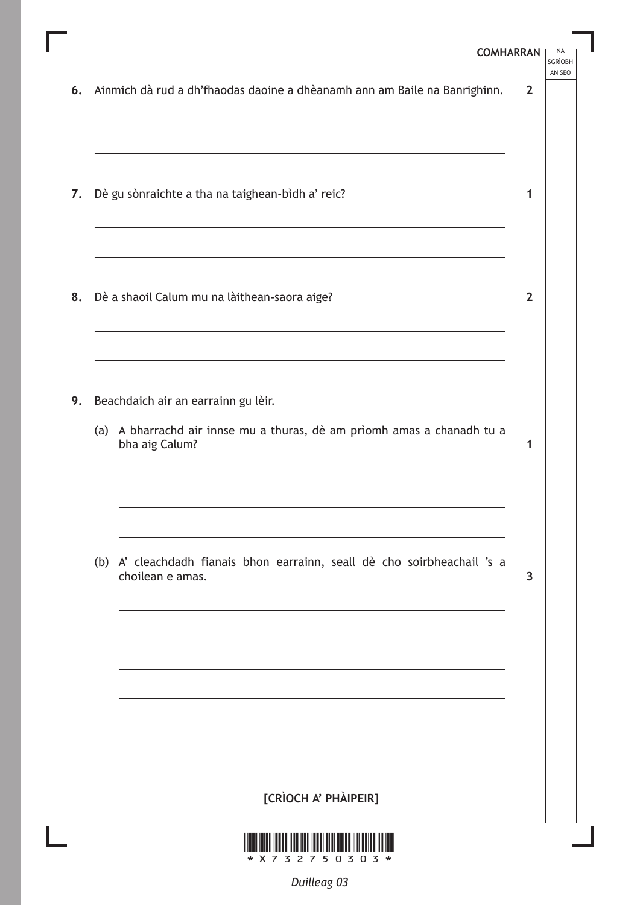**COMHARRAN** | NA SGRÌOBH AN SEO

6. Ainmich dà rud a dh'fhaodas daoine a dhèanamh ann am Baile na Banrighinn. **2**

7. Dè gu sònraichte a tha na taighean-bìdh a' reic? **1**

8. Dè a shaoil Calum mu na làithean-saora aige? **2**

9. Beachdaich air an earrainn gu lèir.

   (a) A bharrachd air innse mu a thuras, dè am prìomh amas a chanadh tu a bha aig Calum? **1**

   (b) A' cleachdadh fianais bhon earrainn, seall dè cho soirbheachail 's a choilean e amas. **3**

**[CRÌOCH A' PHÀIPEIR]**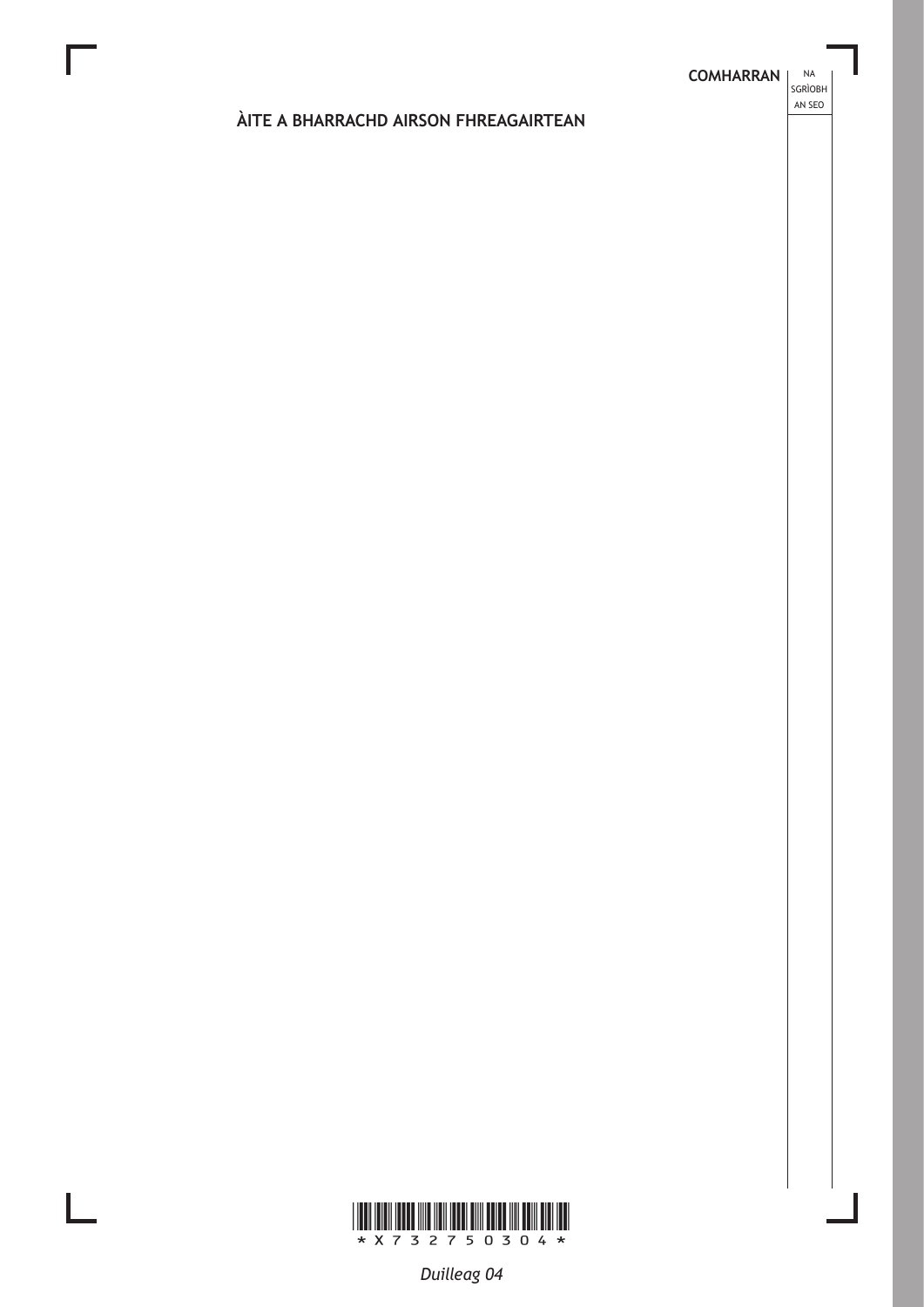## ÀITE A BHARRACHD AIRSON FHREAGAIRTEAN

COMHARRAN | NA SGRÌOBH AN SEO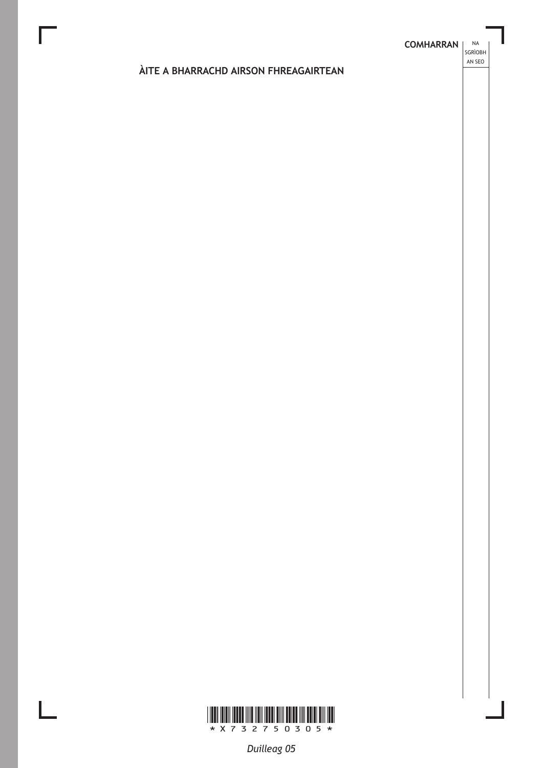COMHARRAN | NA SGRÌOBH AN SEO

## ÀITE A BHARRACHD AIRSON FHREAGAIRTEAN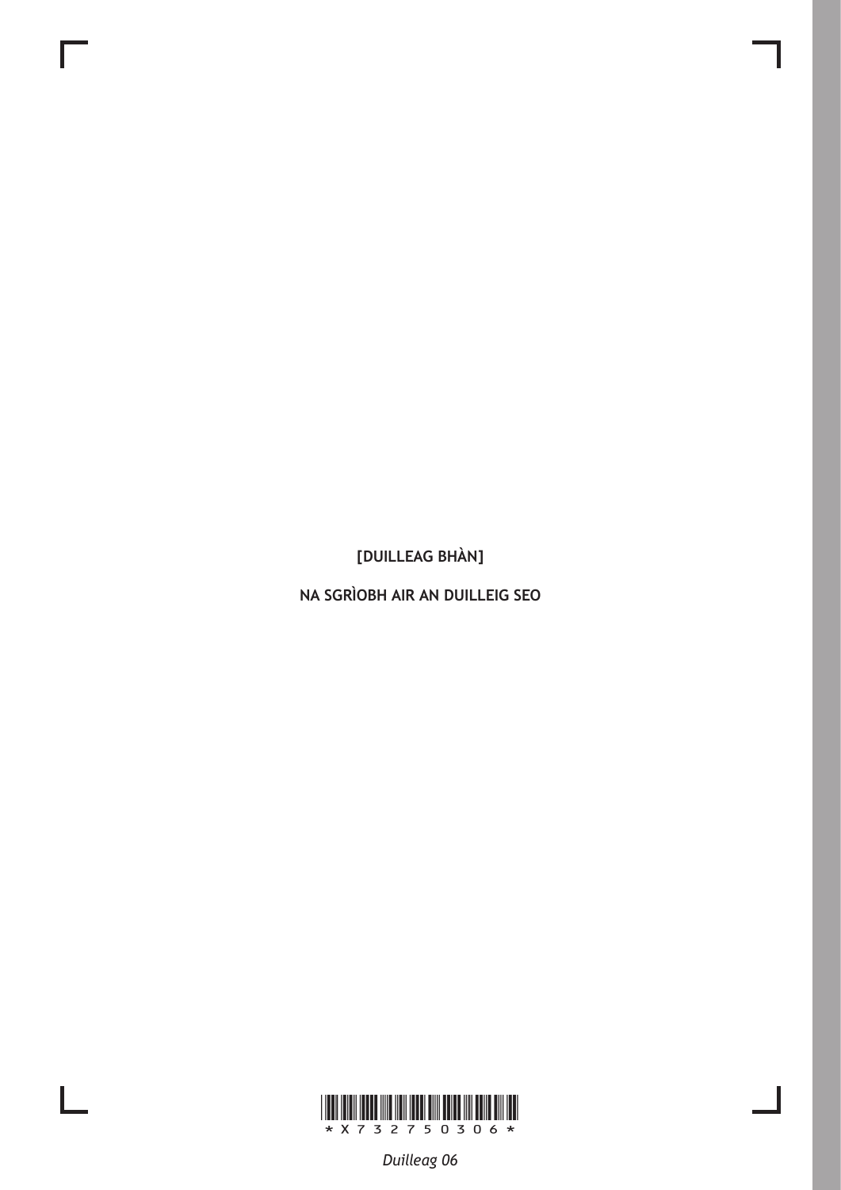[DUILLEAG BHÀN]

NA SGRÌOBH AIR AN DUILLEIG SEO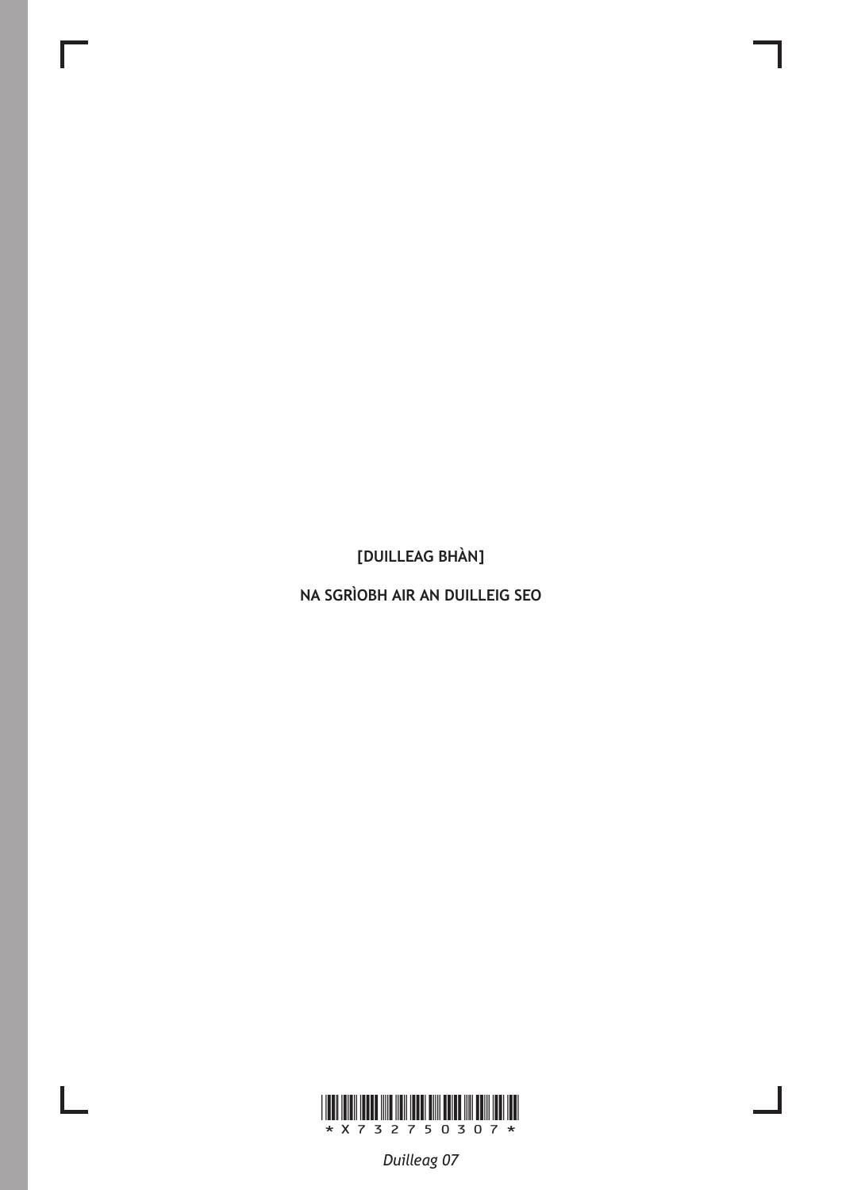[DUILLEAG BHÀN]

NA SGRÌOBH AIR AN DUILLEIG SEO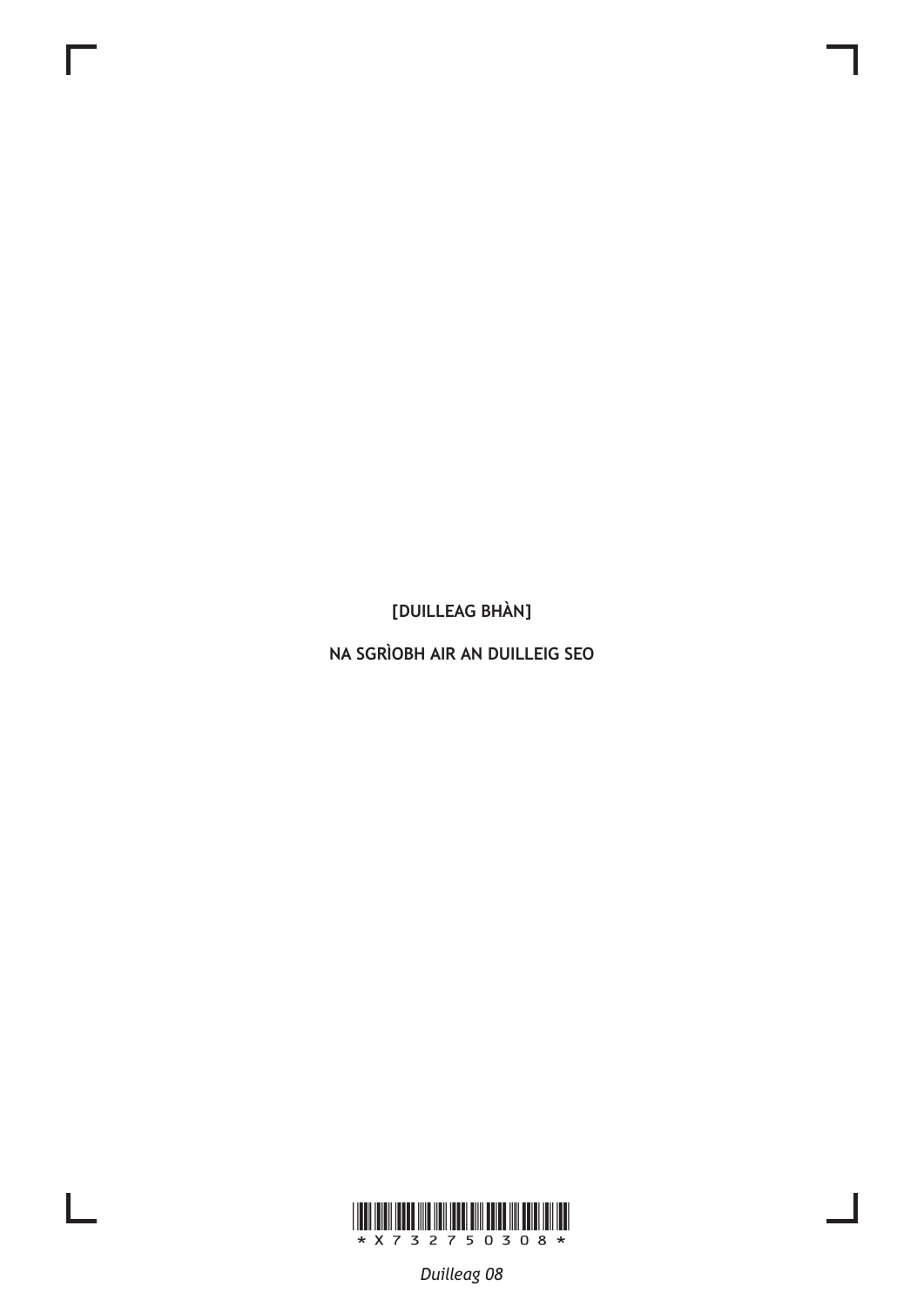[DUILLEAG BHÀN]

NA SGRÌOBH AIR AN DUILLEIG SEO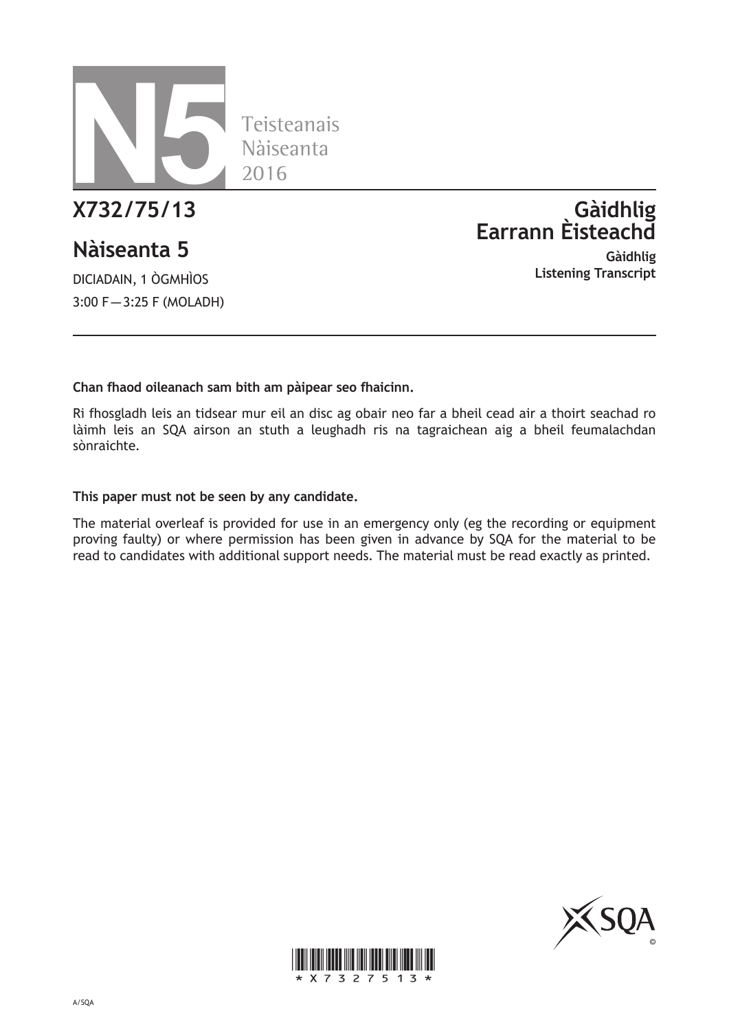# N5

Teisteanais Nàiseanta 2016

## X732/75/13

## Nàiseanta 5

DICIADAIN, 1 ÒGMHÌOS

3:00 F — 3:25 F (MOLADH)

## Gàidhlig Earrann Èisteachd

**Gàidhlig**
**Listening Transcript**

**Chan fhaod oileanach sam bith am pàipear seo fhaicinn.**

Ri fhosgladh leis an tidsear mur eil an disc ag obair neo far a bheil cead air a thoirt seachad ro làimh leis an SQA airson an stuth a leughadh ris na tagraichean aig a bheil feumalachdan sònraichte.

**This paper must not be seen by any candidate.**

The material overleaf is provided for use in an emergency only (eg the recording or equipment proving faulty) or where permission has been given in advance by SQA for the material to be read to candidates with additional support needs. The material must be read exactly as printed.

*X7327513*

A/SQA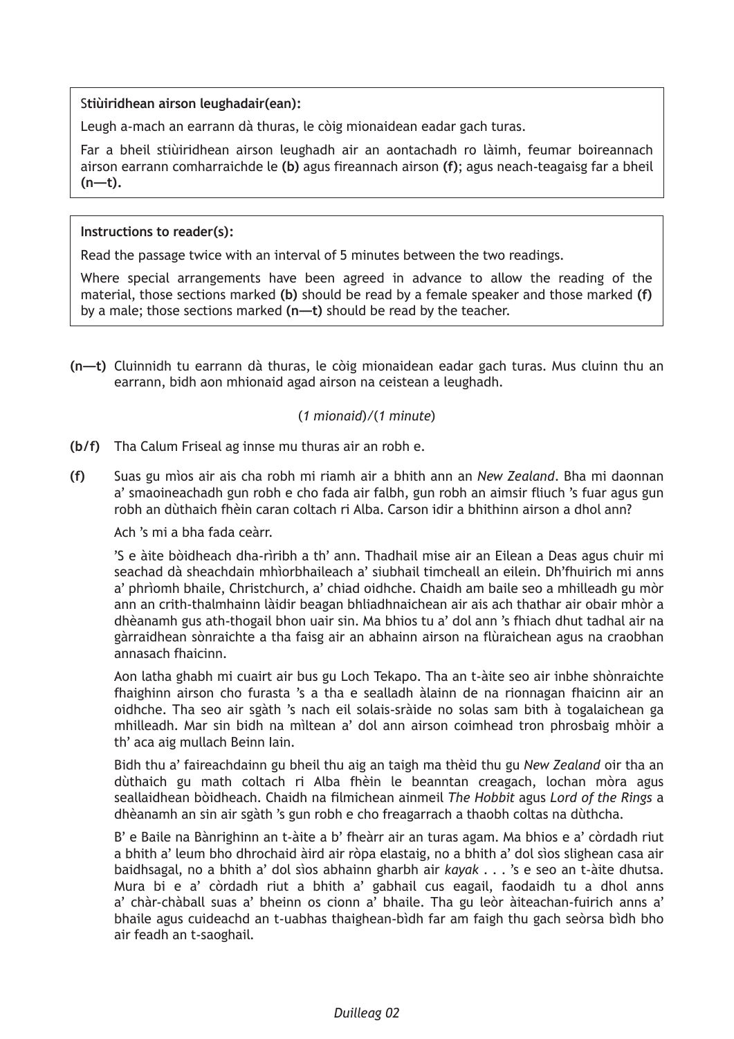**Stiùiridhean airson leughadair(ean):**

Leugh a-mach an earrann dà thuras, le còig mionaidean eadar gach turas.

Far a bheil stiùiridhean airson leughadh air an aontachadh ro làimh, feumar boireannach airson earrann comharraichde le **(b)** agus fireannach airson **(f)**; agus neach-teagaisg far a bheil **(n—t).**

**Instructions to reader(s):**

Read the passage twice with an interval of 5 minutes between the two readings.

Where special arrangements have been agreed in advance to allow the reading of the material, those sections marked **(b)** should be read by a female speaker and those marked **(f)** by a male; those sections marked **(n—t)** should be read by the teacher.

**(n—t)** Cluinnidh tu earrann dà thuras, le còig mionaidean eadar gach turas. Mus cluinn thu an earrann, bidh aon mhionaid agad airson na ceistean a leughadh.

(*1 mionaid*)/(*1 minute*)

**(b/f)** Tha Calum Friseal ag innse mu thuras air an robh e.

**(f)** Suas gu mìos air ais cha robh mi riamh air a bhith ann an *New Zealand*. Bha mi daonnan a' smaoineachadh gun robh e cho fada air falbh, gun robh an aimsir fliuch 's fuar agus gun robh an dùthaich fhèin caran coltach ri Alba. Carson idir a bhithinn airson a dhol ann?

Ach 's mi a bha fada ceàrr.

'S e àite bòidheach dha-rìribh a th' ann. Thadhail mise air an Eilean a Deas agus chuir mi seachad dà sheachdain mhìorbhaileach a' siubhail timcheall an eilein. Dh'fhuirich mi anns a' phrìomh bhaile, Christchurch, a' chiad oidhche. Chaidh am baile seo a mhilleadh gu mòr ann an crith-thalmhainn làidir beagan bhliadhnaichean air ais ach thathar air obair mhòr a dhèanamh gus ath-thogail bhon uair sin. Ma bhios tu a' dol ann 's fhiach dhut tadhal air na gàrraidhean sònraichte a tha faisg air an abhainn airson na flùraichean agus na craobhan annasach fhaicinn.

Aon latha ghabh mi cuairt air bus gu Loch Tekapo. Tha an t-àite seo air inbhe shònraichte fhaighinn airson cho furasta 's a tha e sealladh àlainn de na rionnagan fhaicinn air an oidhche. Tha seo air sgàth 's nach eil solais-sràide no solas sam bith à togalaichean ga mhilleadh. Mar sin bidh na mìltean a' dol ann airson coimhead tron phrosbaig mhòir a th' aca aig mullach Beinn Iain.

Bidh thu a' faireachdainn gu bheil thu aig an taigh ma thèid thu gu *New Zealand* oir tha an dùthaich gu math coltach ri Alba fhèin le beanntan creagach, lochan mòra agus seallaidhean bòidheach. Chaidh na filmichean ainmeil *The Hobbit* agus *Lord of the Rings* a dhèanamh an sin air sgàth 's gun robh e cho freagarrach a thaobh coltas na dùthcha.

B' e Baile na Bànrighinn an t-àite a b' fheàrr air an turas agam. Ma bhios e a' còrdadh riut a bhith a' leum bho dhrochaid àird air ròpa elastaig, no a bhith a' dol sìos slighean casa air baidhsagal, no a bhith a' dol sìos abhainn gharbh air *kayak* . . . 's e seo an t-àite dhutsa. Mura bi e a' còrdadh riut a bhith a' gabhail cus eagail, faodaidh tu a dhol anns a' chàr-chàball suas a' bheinn os cionn a' bhaile. Tha gu leòr àiteachan-fuirich anns a' bhaile agus cuideachd an t-uabhas thaighean-bìdh far am faigh thu gach seòrsa bìdh bho air feadh an t-saoghail.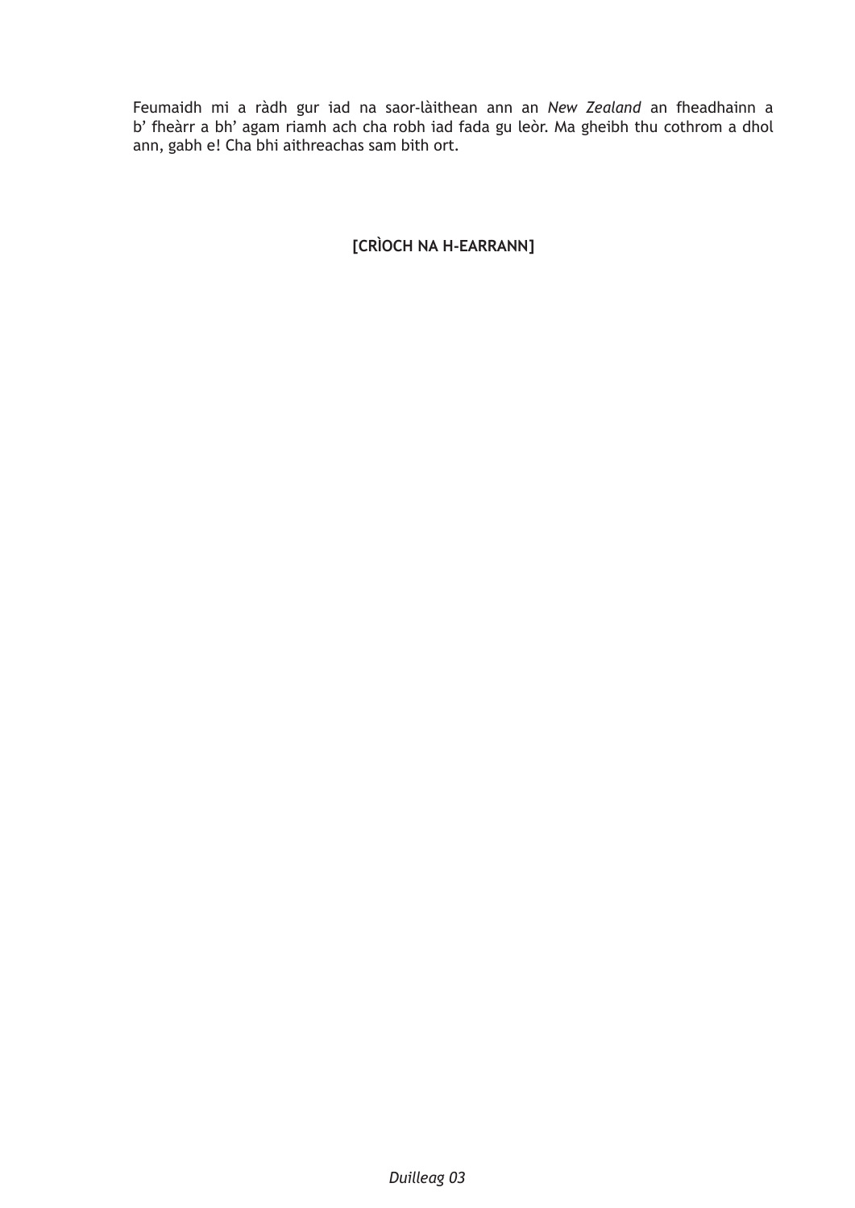Feumaidh mi a ràdh gur iad na saor-làithean ann an *New Zealand* an fheadhainn a b' fheàrr a bh' agam riamh ach cha robh iad fada gu leòr. Ma gheibh thu cothrom a dhol ann, gabh e! Cha bhi aithreachas sam bith ort.

**[CRÌOCH NA H-EARRANN]**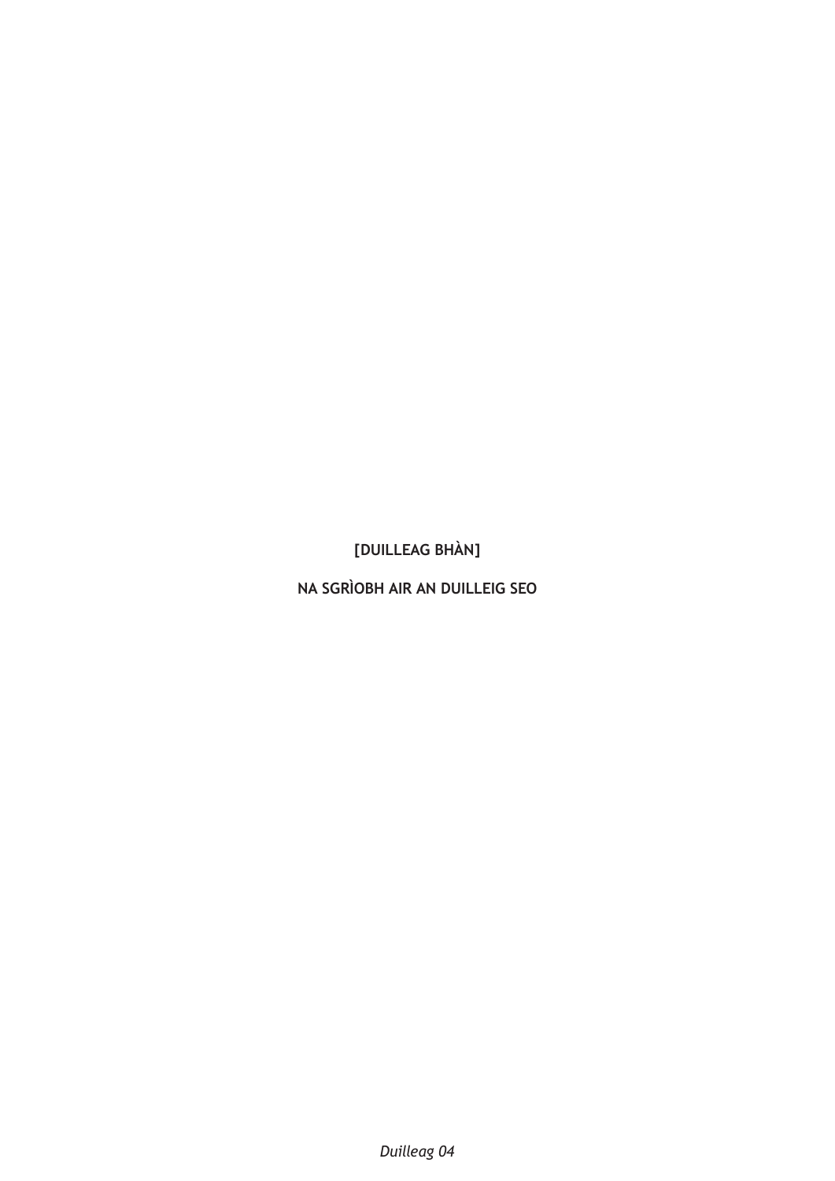[DUILLEAG BHÀN]

NA SGRÌOBH AIR AN DUILLEIG SEO